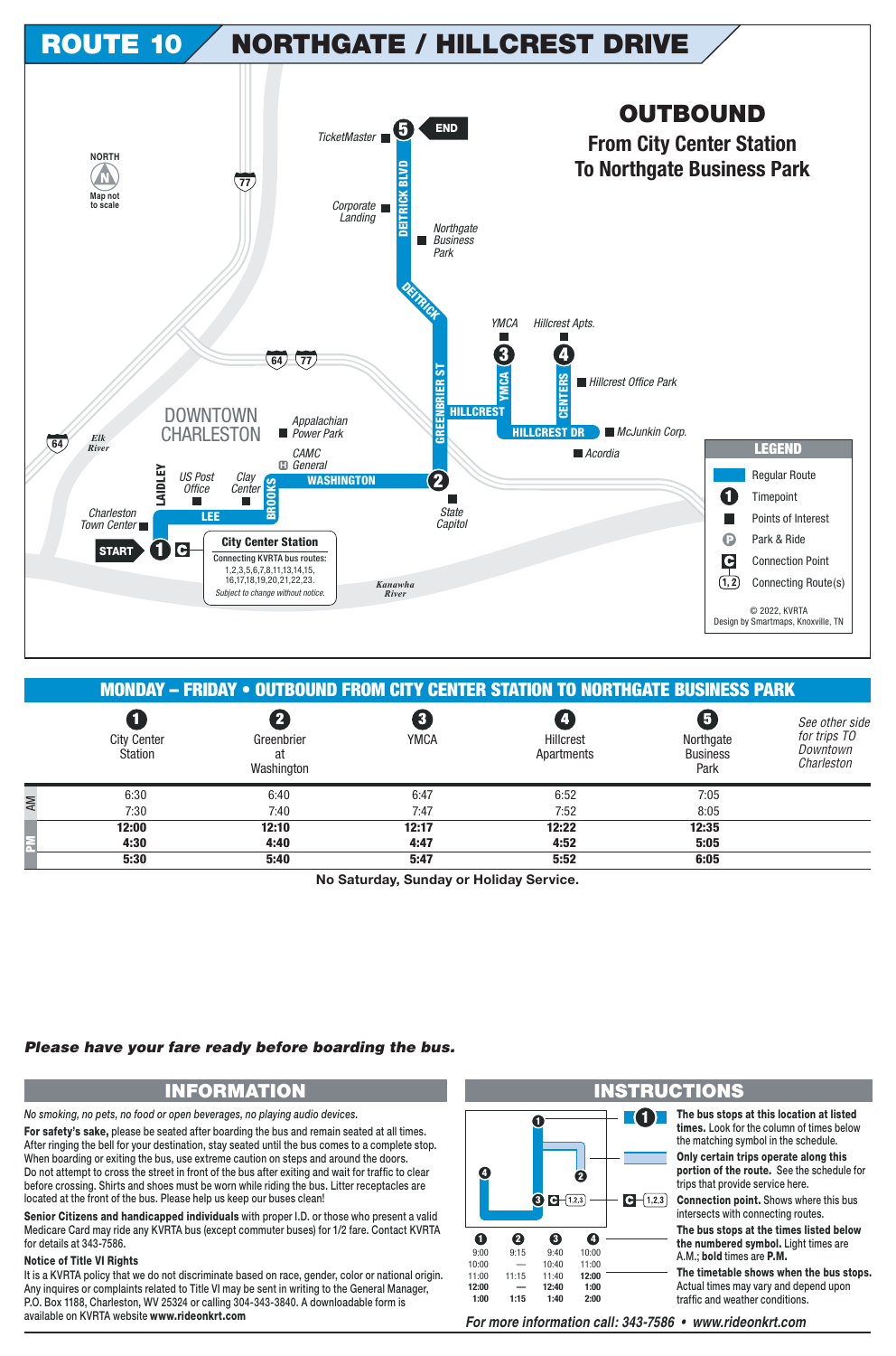# ROUTE 10 NORTHGATE / HILLCREST DRIVE

## OUTBOUND

### From City Center Station To Northgate Business Park

NORTH — Map not to scale

START ① City Center Station — Connecting KVRTA bus routes: 1,2,3,5,6,7,8,11,13,14,15, 16,17,18,19,20,21,22,23. *Subject to change without notice.*

② Greenbrier at Washington

③ YMCA

④ Hillcrest Apts.

⑤ END — Northgate Business Park

Points of interest: TicketMaster, Corporate Landing, Northgate Business Park, YMCA, Hillcrest Apts., Hillcrest Office Park, McJunkin Corp., Acordia, Appalachian Power Park, CAMC General, US Post Office, Clay Center, Charleston Town Center, State Capitol

Streets: Deitrick Blvd, Deitrick, Greenbrier St, Hillcrest, YMCA, Centers, Hillcrest Dr, Washington, Brooks, Lee, Laidley

Downtown Charleston, Elk River, Kanawha River, 64, 77

**LEGEND**

- Regular Route
- Timepoint
- Points of Interest
- Park & Ride
- Connection Point
- Connecting Route(s)

© 2022, KVRTA
Design by Smartmaps, Knoxville, TN

## MONDAY – FRIDAY • OUTBOUND FROM CITY CENTER STATION TO NORTHGATE BUSINESS PARK

| | ① City Center Station | ② Greenbrier at Washington | ③ YMCA | ④ Hillcrest Apartments | ⑤ Northgate Business Park | *See other side for trips TO Downtown Charleston* |
|---|---|---|---|---|---|---|
| AM | 6:30 | 6:40 | 6:47 | 6:52 | 7:05 | |
| AM | 7:30 | 7:40 | 7:47 | 7:52 | 8:05 | |
| PM | **12:00** | **12:10** | **12:17** | **12:22** | **12:35** | |
| PM | **4:30** | **4:40** | **4:47** | **4:52** | **5:05** | |
| PM | **5:30** | **5:40** | **5:47** | **5:52** | **6:05** | |

**No Saturday, Sunday or Holiday Service.**

***Please have your fare ready before boarding the bus.***

## INFORMATION

*No smoking, no pets, no food or open beverages, no playing audio devices.*

**For safety's sake,** please be seated after boarding the bus and remain seated at all times. After ringing the bell for your destination, stay seated until the bus comes to a complete stop. When boarding or exiting the bus, use extreme caution on steps and around the doors. Do not attempt to cross the street in front of the bus after exiting and wait for traffic to clear before crossing. Shirts and shoes must be worn while riding the bus. Litter receptacles are located at the front of the bus. Please help us keep our buses clean!

**Senior Citizens and handicapped individuals** with proper I.D. or those who present a valid Medicare Card may ride any KVRTA bus (except commuter buses) for 1/2 fare. Contact KVRTA for details at 343-7586.

**Notice of Title VI Rights**

It is a KVRTA policy that we do not discriminate based on race, gender, color or national origin. Any inquires or complaints related to Title VI may be sent in writing to the General Manager, P.O. Box 1188, Charleston, WV 25324 or calling 304-343-3840. A downloadable form is available on KVRTA website **www.rideonkrt.com**

## INSTRUCTIONS

**The bus stops at this location at listed times.** Look for the column of times below the matching symbol in the schedule.

**Only certain trips operate along this portion of the route.** See the schedule for trips that provide service here.

**Connection point.** Shows where this bus intersects with connecting routes.

**The bus stops at the times listed below the numbered symbol.** Light times are A.M.; **bold** times are **P.M.**

**The timetable shows when the bus stops.** Actual times may vary and depend upon traffic and weather conditions.

| ① | ② | ③ | ④ |
|---|---|---|---|
| 9:00 | 9:15 | 9:40 | 10:00 |
| 10:00 | — | 10:40 | 11:00 |
| 11:00 | 11:15 | 11:40 | **12:00** |
| **12:00** | **—** | **12:40** | **1:00** |
| **1:00** | **1:15** | **1:40** | **2:00** |

***For more information call: 343-7586 • www.rideonkrt.com***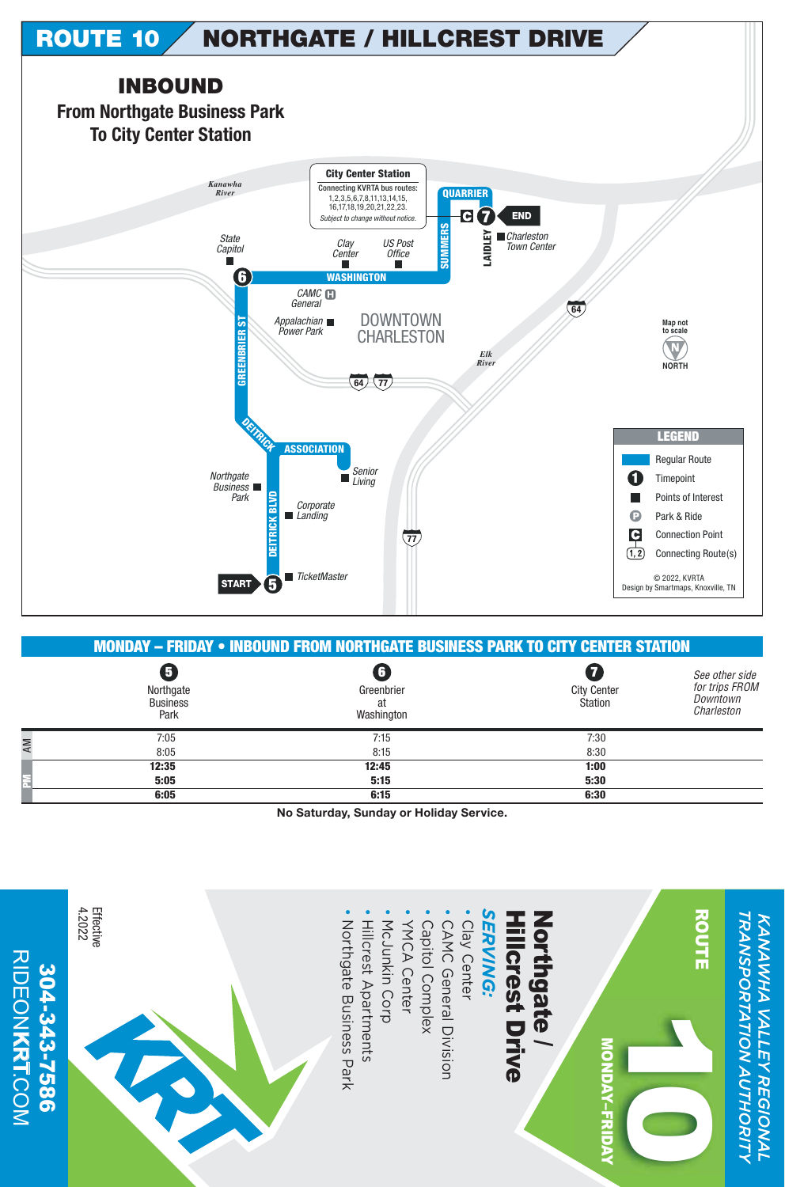# ROUTE 10 NORTHGATE / HILLCREST DRIVE

## INBOUND

From Northgate Business Park
To City Center Station

City Center Station
Connecting KVRTA bus routes:
1,2,3,5,6,7,8,11,13,14,15,
16,17,18,19,20,21,22,23.
*Subject to change without notice.*

Map not to scale

NORTH

**LEGEND**

- Regular Route
- Timepoint
- Points of Interest
- Park & Ride
- Connection Point
- Connecting Route(s)

© 2022, KVRTA
Design by Smartmaps, Knoxville, TN

## MONDAY – FRIDAY • INBOUND FROM NORTHGATE BUSINESS PARK TO CITY CENTER STATION

| | 5 Northgate Business Park | 6 Greenbrier at Washington | 7 City Center Station | *See other side for trips FROM Downtown Charleston* |
|---|---|---|---|---|
| AM | 7:05 | 7:15 | 7:30 | |
| AM | 8:05 | 8:15 | 8:30 | |
| PM | **12:35** | **12:45** | **1:00** | |
| PM | **5:05** | **5:15** | **5:30** | |
| PM | **6:05** | **6:15** | **6:30** | |

**No Saturday, Sunday or Holiday Service.**

*KANAWHA VALLEY REGIONAL TRANSPORTATION AUTHORITY*

**ROUTE 10**

**MONDAY-FRIDAY**

# Northgate / Hillcrest Drive

***SERVING:***

- Clay Center
- CAMC General Division
- Capitol Complex
- YMCA Center
- McJunkin Corp
- Hillcrest Apartments
- Northgate Business Park

Effective 4.2022

KRT

**304-343-7586**

RIDEON**KRT**.COM